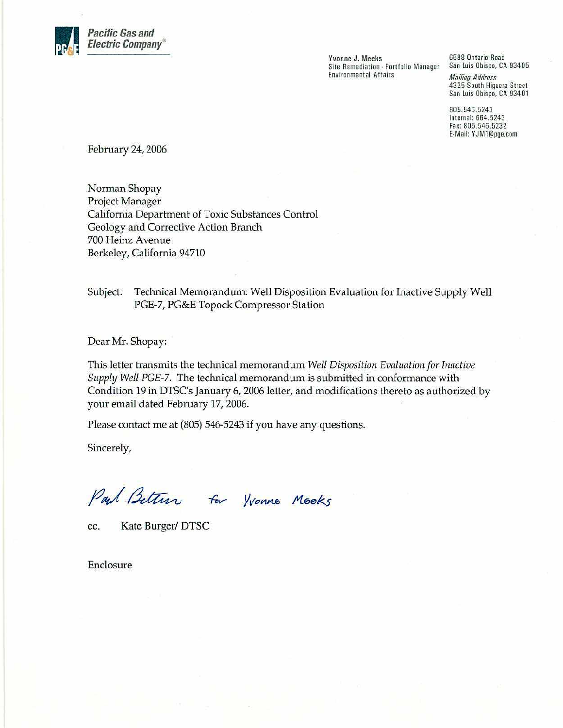**Pacific Gas and Electric Company®**

**Yvonne J. Meeks**
Site Remediation - Portfolio Manager
Environmental Affairs

6588 Ontario Road
San Luis Obispo, CA 93405

*Mailing Address*
4325 South Higuera Street
San Luis Obispo, CA 93401

805.546.5243
Internal: 664.5243
Fax: 805.546.5232
E-Mail: YJM1@pge.com

February 24, 2006

Norman Shopay
Project Manager
California Department of Toxic Substances Control
Geology and Corrective Action Branch
700 Heinz Avenue
Berkeley, California 94710

Subject: Technical Memorandum: Well Disposition Evaluation for Inactive Supply Well PGE-7, PG&E Topock Compressor Station

Dear Mr. Shopay:

This letter transmits the technical memorandum *Well Disposition Evaluation for Inactive Supply Well PGE-7*. The technical memorandum is submitted in conformance with Condition 19 in DTSC's January 6, 2006 letter, and modifications thereto as authorized by your email dated February 17, 2006.

Please contact me at (805) 546-5243 if you have any questions.

Sincerely,

Paul Bertucci for Yvonne Meeks

cc. Kate Burger/ DTSC

Enclosure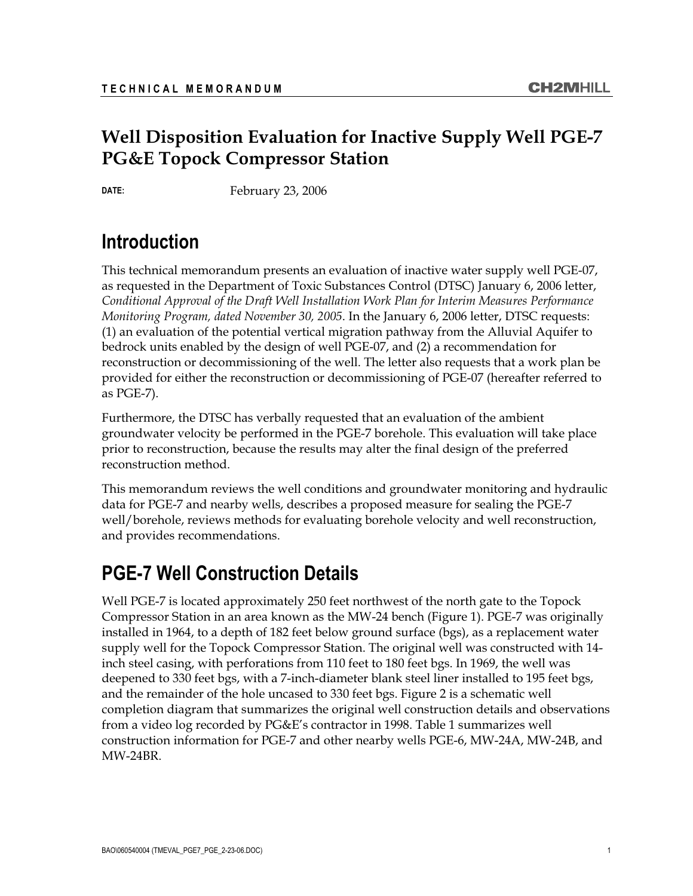TECHNICAL MEMORANDUM

# Well Disposition Evaluation for Inactive Supply Well PGE-7 PG&E Topock Compressor Station

**DATE:** February 23, 2006

## Introduction

This technical memorandum presents an evaluation of inactive water supply well PGE-07, as requested in the Department of Toxic Substances Control (DTSC) January 6, 2006 letter, *Conditional Approval of the Draft Well Installation Work Plan for Interim Measures Performance Monitoring Program, dated November 30, 2005*. In the January 6, 2006 letter, DTSC requests: (1) an evaluation of the potential vertical migration pathway from the Alluvial Aquifer to bedrock units enabled by the design of well PGE-07, and (2) a recommendation for reconstruction or decommissioning of the well. The letter also requests that a work plan be provided for either the reconstruction or decommissioning of PGE-07 (hereafter referred to as PGE-7).

Furthermore, the DTSC has verbally requested that an evaluation of the ambient groundwater velocity be performed in the PGE-7 borehole. This evaluation will take place prior to reconstruction, because the results may alter the final design of the preferred reconstruction method.

This memorandum reviews the well conditions and groundwater monitoring and hydraulic data for PGE-7 and nearby wells, describes a proposed measure for sealing the PGE-7 well/borehole, reviews methods for evaluating borehole velocity and well reconstruction, and provides recommendations.

## PGE-7 Well Construction Details

Well PGE-7 is located approximately 250 feet northwest of the north gate to the Topock Compressor Station in an area known as the MW-24 bench (Figure 1). PGE-7 was originally installed in 1964, to a depth of 182 feet below ground surface (bgs), as a replacement water supply well for the Topock Compressor Station. The original well was constructed with 14-inch steel casing, with perforations from 110 feet to 180 feet bgs. In 1969, the well was deepened to 330 feet bgs, with a 7-inch-diameter blank steel liner installed to 195 feet bgs, and the remainder of the hole uncased to 330 feet bgs. Figure 2 is a schematic well completion diagram that summarizes the original well construction details and observations from a video log recorded by PG&E's contractor in 1998. Table 1 summarizes well construction information for PGE-7 and other nearby wells PGE-6, MW-24A, MW-24B, and MW-24BR.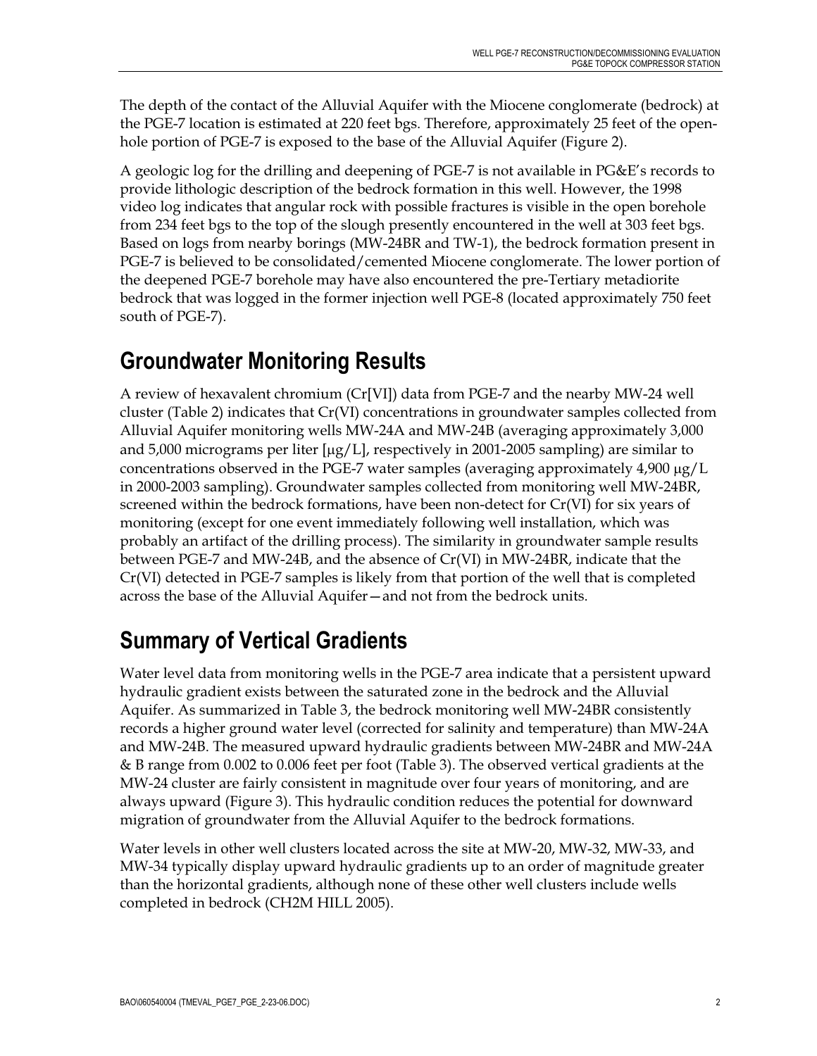The depth of the contact of the Alluvial Aquifer with the Miocene conglomerate (bedrock) at the PGE-7 location is estimated at 220 feet bgs. Therefore, approximately 25 feet of the open-hole portion of PGE-7 is exposed to the base of the Alluvial Aquifer (Figure 2).

A geologic log for the drilling and deepening of PGE-7 is not available in PG&E's records to provide lithologic description of the bedrock formation in this well. However, the 1998 video log indicates that angular rock with possible fractures is visible in the open borehole from 234 feet bgs to the top of the slough presently encountered in the well at 303 feet bgs. Based on logs from nearby borings (MW-24BR and TW-1), the bedrock formation present in PGE-7 is believed to be consolidated/cemented Miocene conglomerate. The lower portion of the deepened PGE-7 borehole may have also encountered the pre-Tertiary metadiorite bedrock that was logged in the former injection well PGE-8 (located approximately 750 feet south of PGE-7).

## Groundwater Monitoring Results

A review of hexavalent chromium (Cr[VI]) data from PGE-7 and the nearby MW-24 well cluster (Table 2) indicates that Cr(VI) concentrations in groundwater samples collected from Alluvial Aquifer monitoring wells MW-24A and MW-24B (averaging approximately 3,000 and 5,000 micrograms per liter [µg/L], respectively in 2001-2005 sampling) are similar to concentrations observed in the PGE-7 water samples (averaging approximately 4,900 µg/L in 2000-2003 sampling). Groundwater samples collected from monitoring well MW-24BR, screened within the bedrock formations, have been non-detect for Cr(VI) for six years of monitoring (except for one event immediately following well installation, which was probably an artifact of the drilling process). The similarity in groundwater sample results between PGE-7 and MW-24B, and the absence of Cr(VI) in MW-24BR, indicate that the Cr(VI) detected in PGE-7 samples is likely from that portion of the well that is completed across the base of the Alluvial Aquifer—and not from the bedrock units.

## Summary of Vertical Gradients

Water level data from monitoring wells in the PGE-7 area indicate that a persistent upward hydraulic gradient exists between the saturated zone in the bedrock and the Alluvial Aquifer. As summarized in Table 3, the bedrock monitoring well MW-24BR consistently records a higher ground water level (corrected for salinity and temperature) than MW-24A and MW-24B. The measured upward hydraulic gradients between MW-24BR and MW-24A & B range from 0.002 to 0.006 feet per foot (Table 3). The observed vertical gradients at the MW-24 cluster are fairly consistent in magnitude over four years of monitoring, and are always upward (Figure 3). This hydraulic condition reduces the potential for downward migration of groundwater from the Alluvial Aquifer to the bedrock formations.

Water levels in other well clusters located across the site at MW-20, MW-32, MW-33, and MW-34 typically display upward hydraulic gradients up to an order of magnitude greater than the horizontal gradients, although none of these other well clusters include wells completed in bedrock (CH2M HILL 2005).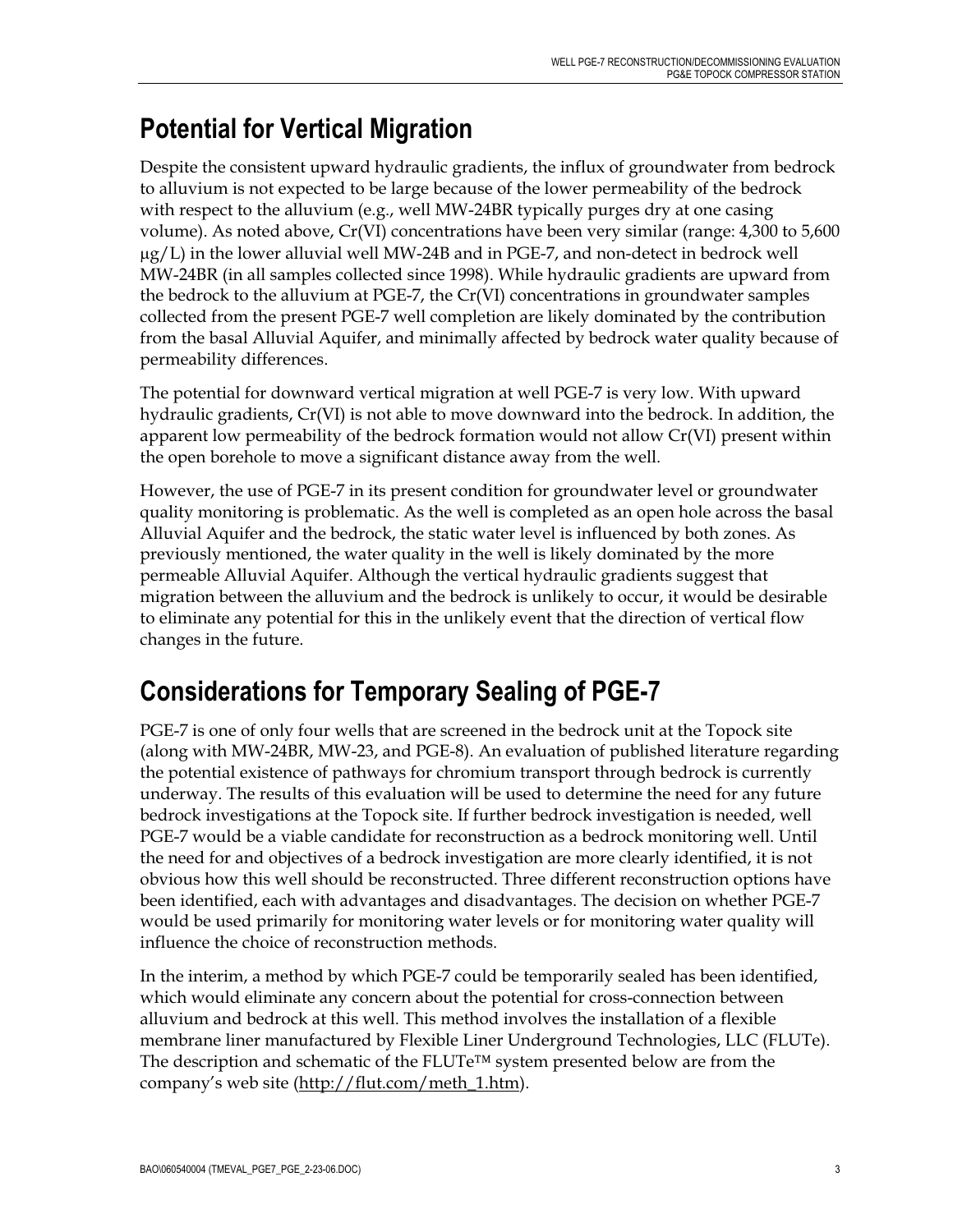## Potential for Vertical Migration

Despite the consistent upward hydraulic gradients, the influx of groundwater from bedrock to alluvium is not expected to be large because of the lower permeability of the bedrock with respect to the alluvium (e.g., well MW-24BR typically purges dry at one casing volume). As noted above, Cr(VI) concentrations have been very similar (range: 4,300 to 5,600 μg/L) in the lower alluvial well MW-24B and in PGE-7, and non-detect in bedrock well MW-24BR (in all samples collected since 1998). While hydraulic gradients are upward from the bedrock to the alluvium at PGE-7, the Cr(VI) concentrations in groundwater samples collected from the present PGE-7 well completion are likely dominated by the contribution from the basal Alluvial Aquifer, and minimally affected by bedrock water quality because of permeability differences.

The potential for downward vertical migration at well PGE-7 is very low. With upward hydraulic gradients, Cr(VI) is not able to move downward into the bedrock. In addition, the apparent low permeability of the bedrock formation would not allow Cr(VI) present within the open borehole to move a significant distance away from the well.

However, the use of PGE-7 in its present condition for groundwater level or groundwater quality monitoring is problematic. As the well is completed as an open hole across the basal Alluvial Aquifer and the bedrock, the static water level is influenced by both zones. As previously mentioned, the water quality in the well is likely dominated by the more permeable Alluvial Aquifer. Although the vertical hydraulic gradients suggest that migration between the alluvium and the bedrock is unlikely to occur, it would be desirable to eliminate any potential for this in the unlikely event that the direction of vertical flow changes in the future.

## Considerations for Temporary Sealing of PGE-7

PGE-7 is one of only four wells that are screened in the bedrock unit at the Topock site (along with MW-24BR, MW-23, and PGE-8). An evaluation of published literature regarding the potential existence of pathways for chromium transport through bedrock is currently underway. The results of this evaluation will be used to determine the need for any future bedrock investigations at the Topock site. If further bedrock investigation is needed, well PGE-7 would be a viable candidate for reconstruction as a bedrock monitoring well. Until the need for and objectives of a bedrock investigation are more clearly identified, it is not obvious how this well should be reconstructed. Three different reconstruction options have been identified, each with advantages and disadvantages. The decision on whether PGE-7 would be used primarily for monitoring water levels or for monitoring water quality will influence the choice of reconstruction methods.

In the interim, a method by which PGE-7 could be temporarily sealed has been identified, which would eliminate any concern about the potential for cross-connection between alluvium and bedrock at this well. This method involves the installation of a flexible membrane liner manufactured by Flexible Liner Underground Technologies, LLC (FLUTe). The description and schematic of the FLUTe™ system presented below are from the company's web site (http://flut.com/meth_1.htm).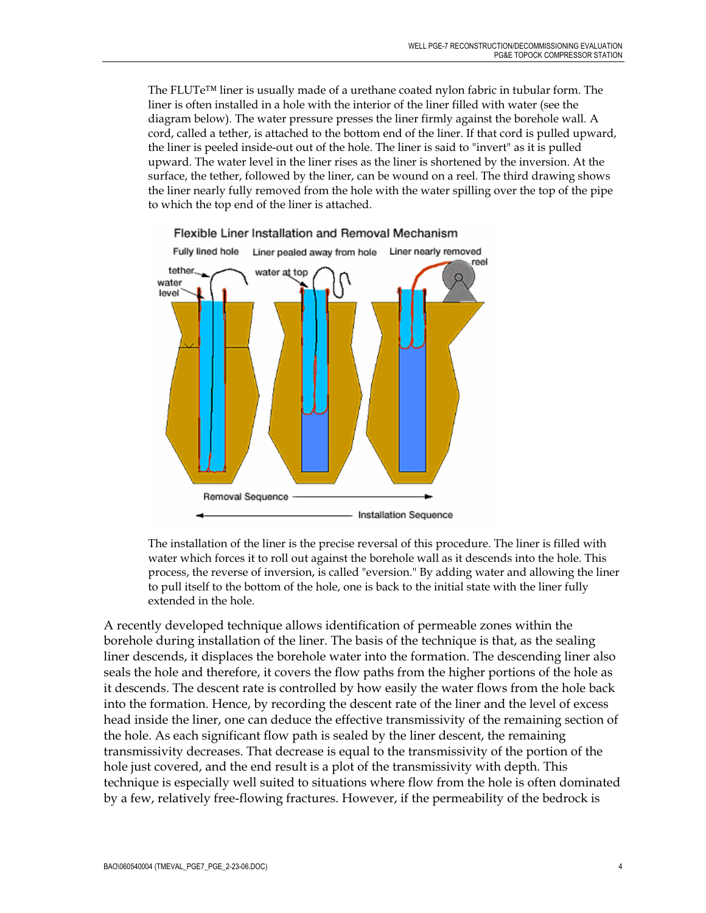The FLUTe™ liner is usually made of a urethane coated nylon fabric in tubular form. The liner is often installed in a hole with the interior of the liner filled with water (see the diagram below). The water pressure presses the liner firmly against the borehole wall. A cord, called a tether, is attached to the bottom end of the liner. If that cord is pulled upward, the liner is peeled inside-out out of the hole. The liner is said to "invert" as it is pulled upward. The water level in the liner rises as the liner is shortened by the inversion. At the surface, the tether, followed by the liner, can be wound on a reel. The third drawing shows the liner nearly fully removed from the hole with the water spilling over the top of the pipe to which the top end of the liner is attached.

The installation of the liner is the precise reversal of this procedure. The liner is filled with water which forces it to roll out against the borehole wall as it descends into the hole. This process, the reverse of inversion, is called "eversion." By adding water and allowing the liner to pull itself to the bottom of the hole, one is back to the initial state with the liner fully extended in the hole.

A recently developed technique allows identification of permeable zones within the borehole during installation of the liner. The basis of the technique is that, as the sealing liner descends, it displaces the borehole water into the formation. The descending liner also seals the hole and therefore, it covers the flow paths from the higher portions of the hole as it descends. The descent rate is controlled by how easily the water flows from the hole back into the formation. Hence, by recording the descent rate of the liner and the level of excess head inside the liner, one can deduce the effective transmissivity of the remaining section of the hole. As each significant flow path is sealed by the liner descent, the remaining transmissivity decreases. That decrease is equal to the transmissivity of the portion of the hole just covered, and the end result is a plot of the transmissivity with depth. This technique is especially well suited to situations where flow from the hole is often dominated by a few, relatively free-flowing fractures. However, if the permeability of the bedrock is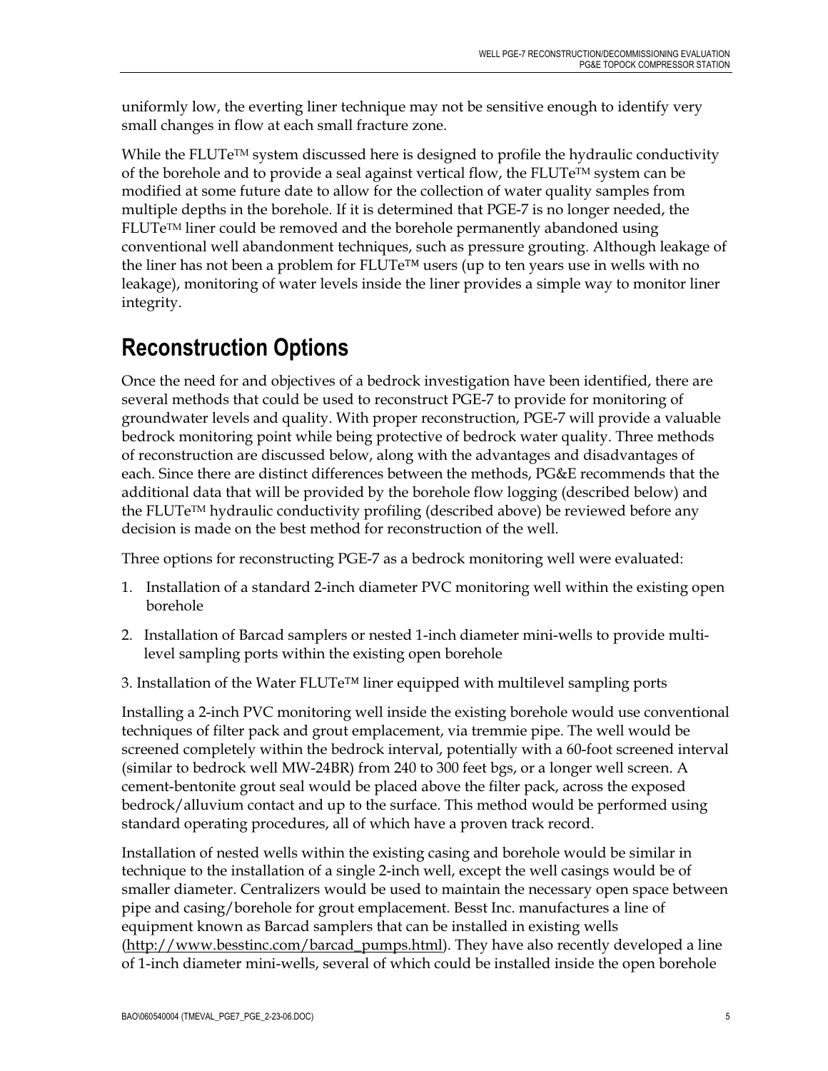uniformly low, the everting liner technique may not be sensitive enough to identify very small changes in flow at each small fracture zone.

While the FLUTe™ system discussed here is designed to profile the hydraulic conductivity of the borehole and to provide a seal against vertical flow, the FLUTe™ system can be modified at some future date to allow for the collection of water quality samples from multiple depths in the borehole. If it is determined that PGE-7 is no longer needed, the FLUTe™ liner could be removed and the borehole permanently abandoned using conventional well abandonment techniques, such as pressure grouting. Although leakage of the liner has not been a problem for FLUTe™ users (up to ten years use in wells with no leakage), monitoring of water levels inside the liner provides a simple way to monitor liner integrity.

## Reconstruction Options

Once the need for and objectives of a bedrock investigation have been identified, there are several methods that could be used to reconstruct PGE-7 to provide for monitoring of groundwater levels and quality. With proper reconstruction, PGE-7 will provide a valuable bedrock monitoring point while being protective of bedrock water quality. Three methods of reconstruction are discussed below, along with the advantages and disadvantages of each. Since there are distinct differences between the methods, PG&E recommends that the additional data that will be provided by the borehole flow logging (described below) and the FLUTe™ hydraulic conductivity profiling (described above) be reviewed before any decision is made on the best method for reconstruction of the well.

Three options for reconstructing PGE-7 as a bedrock monitoring well were evaluated:

1. Installation of a standard 2-inch diameter PVC monitoring well within the existing open borehole
2. Installation of Barcad samplers or nested 1-inch diameter mini-wells to provide multi-level sampling ports within the existing open borehole
3. Installation of the Water FLUTe™ liner equipped with multilevel sampling ports

Installing a 2-inch PVC monitoring well inside the existing borehole would use conventional techniques of filter pack and grout emplacement, via tremmie pipe. The well would be screened completely within the bedrock interval, potentially with a 60-foot screened interval (similar to bedrock well MW-24BR) from 240 to 300 feet bgs, or a longer well screen. A cement-bentonite grout seal would be placed above the filter pack, across the exposed bedrock/alluvium contact and up to the surface. This method would be performed using standard operating procedures, all of which have a proven track record.

Installation of nested wells within the existing casing and borehole would be similar in technique to the installation of a single 2-inch well, except the well casings would be of smaller diameter. Centralizers would be used to maintain the necessary open space between pipe and casing/borehole for grout emplacement. Besst Inc. manufactures a line of equipment known as Barcad samplers that can be installed in existing wells (http://www.besstinc.com/barcad_pumps.html). They have also recently developed a line of 1-inch diameter mini-wells, several of which could be installed inside the open borehole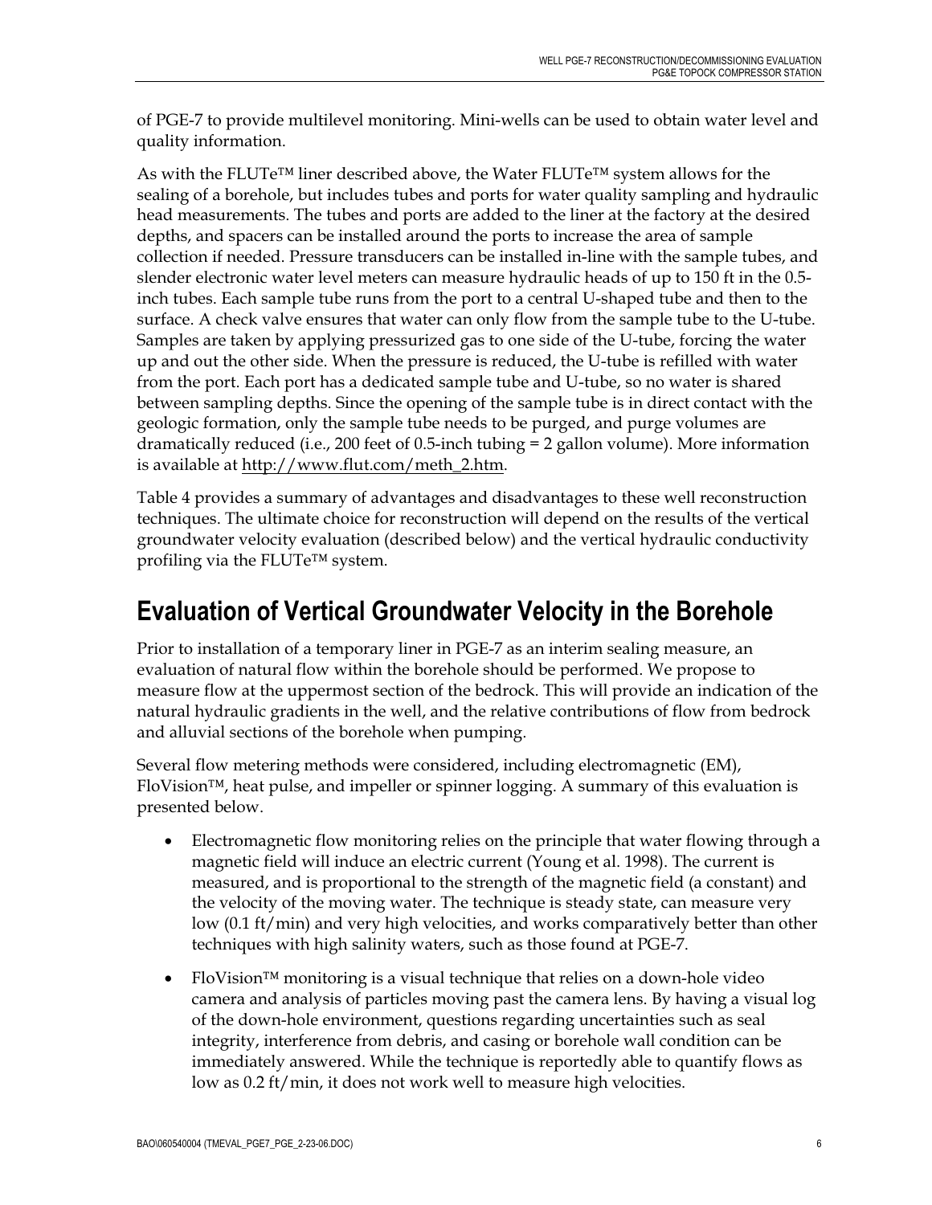of PGE-7 to provide multilevel monitoring. Mini-wells can be used to obtain water level and quality information.

As with the FLUTe™ liner described above, the Water FLUTe™ system allows for the sealing of a borehole, but includes tubes and ports for water quality sampling and hydraulic head measurements. The tubes and ports are added to the liner at the factory at the desired depths, and spacers can be installed around the ports to increase the area of sample collection if needed. Pressure transducers can be installed in-line with the sample tubes, and slender electronic water level meters can measure hydraulic heads of up to 150 ft in the 0.5-inch tubes. Each sample tube runs from the port to a central U-shaped tube and then to the surface. A check valve ensures that water can only flow from the sample tube to the U-tube. Samples are taken by applying pressurized gas to one side of the U-tube, forcing the water up and out the other side. When the pressure is reduced, the U-tube is refilled with water from the port. Each port has a dedicated sample tube and U-tube, so no water is shared between sampling depths. Since the opening of the sample tube is in direct contact with the geologic formation, only the sample tube needs to be purged, and purge volumes are dramatically reduced (i.e., 200 feet of 0.5-inch tubing = 2 gallon volume). More information is available at http://www.flut.com/meth_2.htm.

Table 4 provides a summary of advantages and disadvantages to these well reconstruction techniques. The ultimate choice for reconstruction will depend on the results of the vertical groundwater velocity evaluation (described below) and the vertical hydraulic conductivity profiling via the FLUTe™ system.

## Evaluation of Vertical Groundwater Velocity in the Borehole

Prior to installation of a temporary liner in PGE-7 as an interim sealing measure, an evaluation of natural flow within the borehole should be performed. We propose to measure flow at the uppermost section of the bedrock. This will provide an indication of the natural hydraulic gradients in the well, and the relative contributions of flow from bedrock and alluvial sections of the borehole when pumping.

Several flow metering methods were considered, including electromagnetic (EM), FloVision™, heat pulse, and impeller or spinner logging. A summary of this evaluation is presented below.

- Electromagnetic flow monitoring relies on the principle that water flowing through a magnetic field will induce an electric current (Young et al. 1998). The current is measured, and is proportional to the strength of the magnetic field (a constant) and the velocity of the moving water. The technique is steady state, can measure very low (0.1 ft/min) and very high velocities, and works comparatively better than other techniques with high salinity waters, such as those found at PGE-7.
- FloVision™ monitoring is a visual technique that relies on a down-hole video camera and analysis of particles moving past the camera lens. By having a visual log of the down-hole environment, questions regarding uncertainties such as seal integrity, interference from debris, and casing or borehole wall condition can be immediately answered. While the technique is reportedly able to quantify flows as low as 0.2 ft/min, it does not work well to measure high velocities.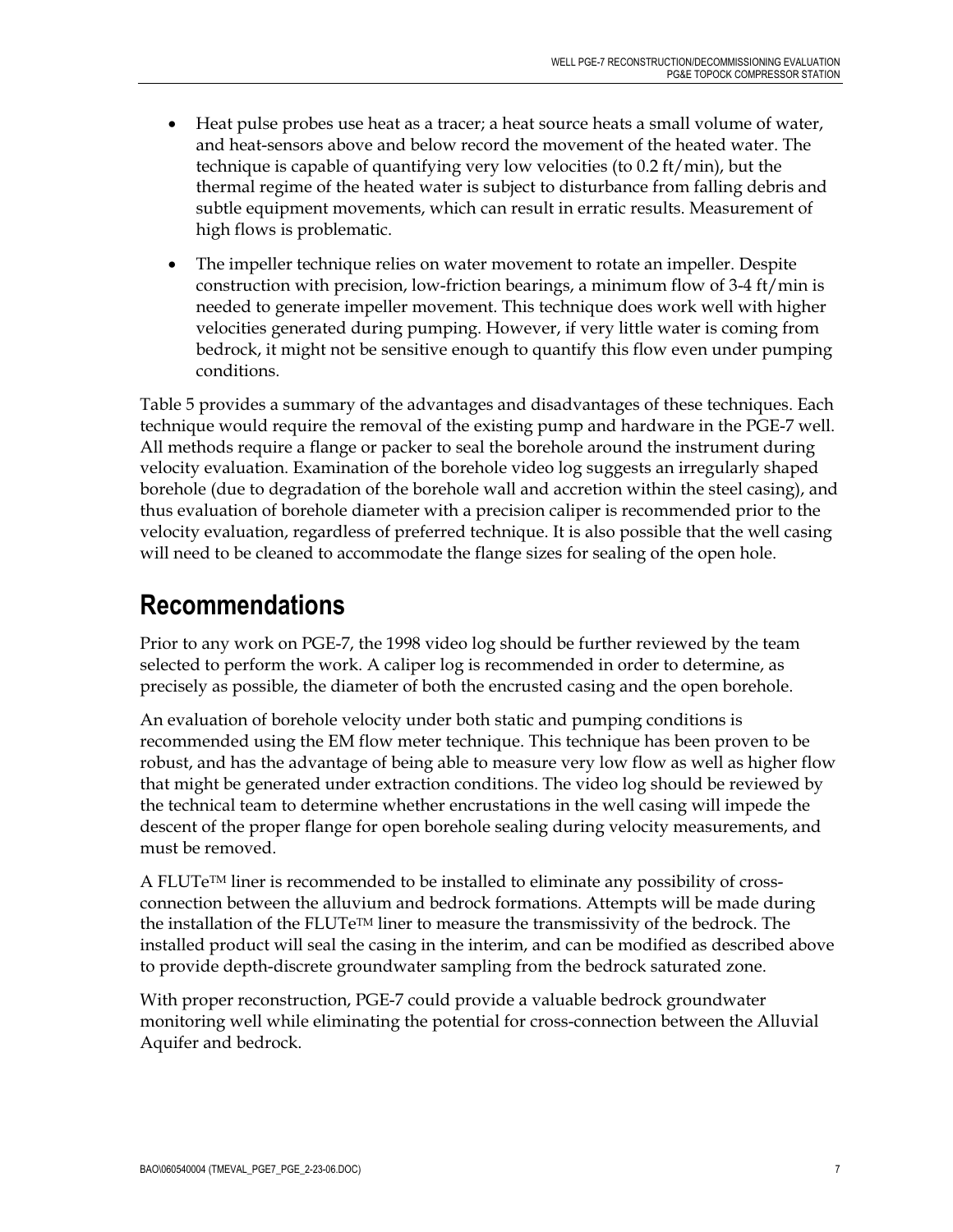- Heat pulse probes use heat as a tracer; a heat source heats a small volume of water, and heat-sensors above and below record the movement of the heated water. The technique is capable of quantifying very low velocities (to 0.2 ft/min), but the thermal regime of the heated water is subject to disturbance from falling debris and subtle equipment movements, which can result in erratic results. Measurement of high flows is problematic.
- The impeller technique relies on water movement to rotate an impeller. Despite construction with precision, low-friction bearings, a minimum flow of 3-4 ft/min is needed to generate impeller movement. This technique does work well with higher velocities generated during pumping. However, if very little water is coming from bedrock, it might not be sensitive enough to quantify this flow even under pumping conditions.

Table 5 provides a summary of the advantages and disadvantages of these techniques. Each technique would require the removal of the existing pump and hardware in the PGE-7 well. All methods require a flange or packer to seal the borehole around the instrument during velocity evaluation. Examination of the borehole video log suggests an irregularly shaped borehole (due to degradation of the borehole wall and accretion within the steel casing), and thus evaluation of borehole diameter with a precision caliper is recommended prior to the velocity evaluation, regardless of preferred technique. It is also possible that the well casing will need to be cleaned to accommodate the flange sizes for sealing of the open hole.

# Recommendations

Prior to any work on PGE-7, the 1998 video log should be further reviewed by the team selected to perform the work. A caliper log is recommended in order to determine, as precisely as possible, the diameter of both the encrusted casing and the open borehole.

An evaluation of borehole velocity under both static and pumping conditions is recommended using the EM flow meter technique. This technique has been proven to be robust, and has the advantage of being able to measure very low flow as well as higher flow that might be generated under extraction conditions. The video log should be reviewed by the technical team to determine whether encrustations in the well casing will impede the descent of the proper flange for open borehole sealing during velocity measurements, and must be removed.

A FLUTe™ liner is recommended to be installed to eliminate any possibility of cross-connection between the alluvium and bedrock formations. Attempts will be made during the installation of the FLUTe™ liner to measure the transmissivity of the bedrock. The installed product will seal the casing in the interim, and can be modified as described above to provide depth-discrete groundwater sampling from the bedrock saturated zone.

With proper reconstruction, PGE-7 could provide a valuable bedrock groundwater monitoring well while eliminating the potential for cross-connection between the Alluvial Aquifer and bedrock.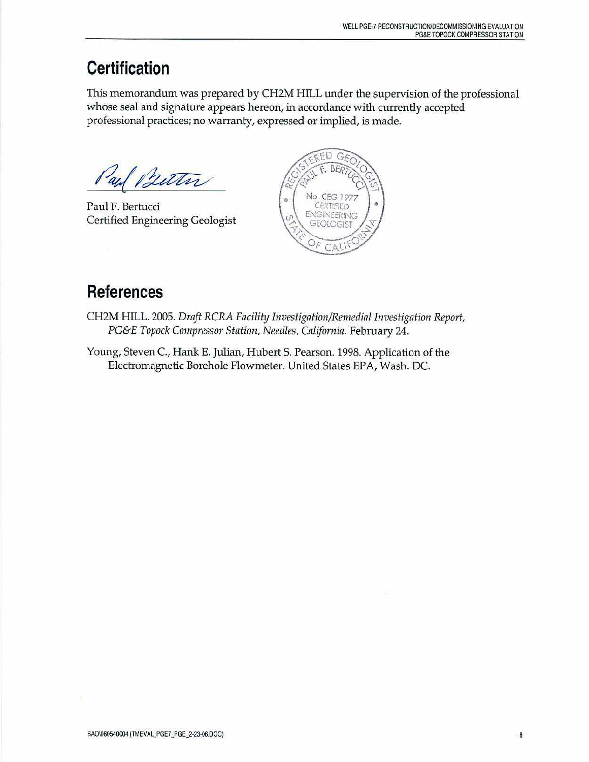## Certification

This memorandum was prepared by CH2M HILL under the supervision of the professional whose seal and signature appears hereon, in accordance with currently accepted professional practices; no warranty, expressed or implied, is made.

Paul F. Bertucci
Certified Engineering Geologist

REGISTERED GEOLOGIST
PAUL F. BERTUCCI
No. CEG 1977
CERTIFIED
ENGINEERING
GEOLOGIST
STATE OF CALIFORNIA

## References

CH2M HILL. 2005. *Draft RCRA Facility Investigation/Remedial Investigation Report, PG&E Topock Compressor Station, Needles, California.* February 24.

Young, Steven C., Hank E. Julian, Hubert S. Pearson. 1998. Application of the Electromagnetic Borehole Flowmeter. United States EPA, Wash. DC.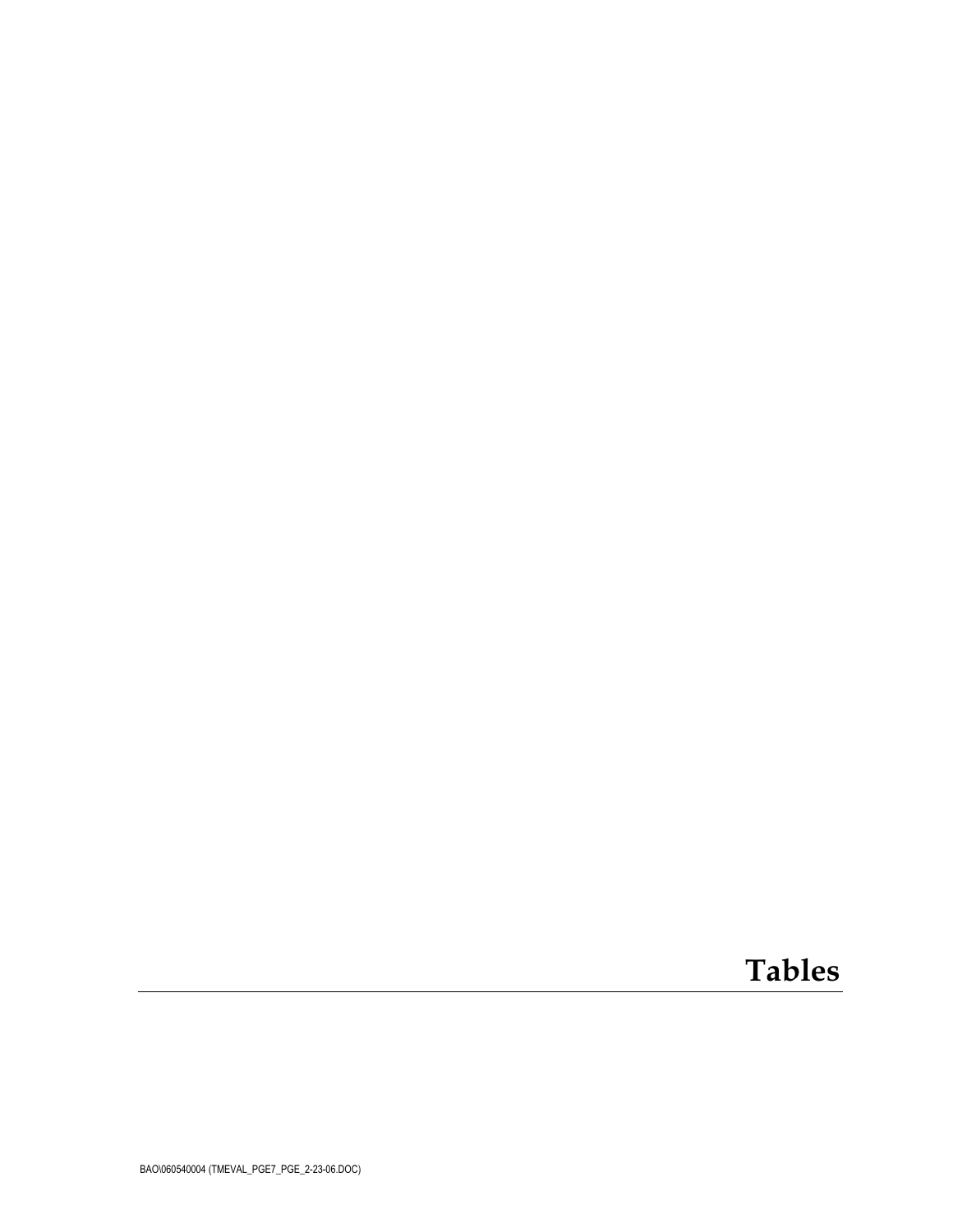# Tables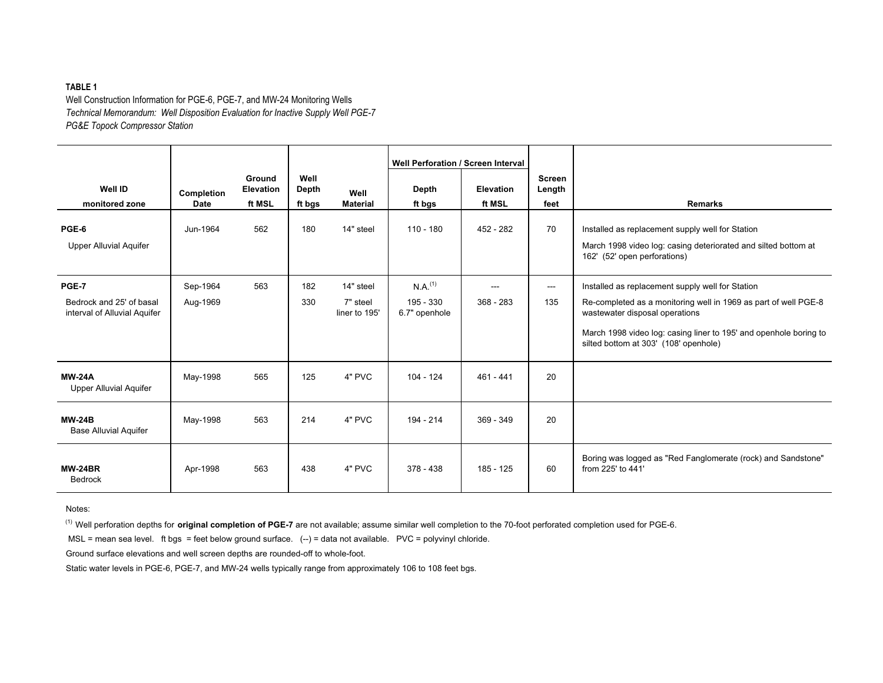**TABLE 1**

Well Construction Information for PGE-6, PGE-7, and MW-24 Monitoring Wells

*Technical Memorandum: Well Disposition Evaluation for Inactive Supply Well PGE-7*

*PG&E Topock Compressor Station*

| Well ID monitored zone | Completion Date | Ground Elevation ft MSL | Well Depth ft bgs | Well Material | Well Perforation / Screen Interval Depth ft bgs | Well Perforation / Screen Interval Elevation ft MSL | Screen Length feet | Remarks |
|---|---|---|---|---|---|---|---|---|
| **PGE-6** Upper Alluvial Aquifer | Jun-1964 | 562 | 180 | 14" steel | 110 - 180 | 452 - 282 | 70 | Installed as replacement supply well for Station. March 1998 video log: casing deteriorated and silted bottom at 162' (52' open perforations) |
| **PGE-7** Bedrock and 25' of basal interval of Alluvial Aquifer | Sep-1964 | 563 | 182 | 14" steel | N.A.[1] | --- | --- | Installed as replacement supply well for Station |
| | Aug-1969 | | 330 | 7" steel liner to 195' | 195 - 330 6.7" openhole | 368 - 283 | 135 | Re-completed as a monitoring well in 1969 as part of well PGE-8 wastewater disposal operations. March 1998 video log: casing liner to 195' and openhole boring to silted bottom at 303' (108' openhole) |
| **MW-24A** Upper Alluvial Aquifer | May-1998 | 565 | 125 | 4" PVC | 104 - 124 | 461 - 441 | 20 | |
| **MW-24B** Base Alluvial Aquifer | May-1998 | 563 | 214 | 4" PVC | 194 - 214 | 369 - 349 | 20 | |
| **MW-24BR** Bedrock | Apr-1998 | 563 | 438 | 4" PVC | 378 - 438 | 185 - 125 | 60 | Boring was logged as "Red Fanglomerate (rock) and Sandstone" from 225' to 441' |

Notes:

[1] Well perforation depths for **original completion of PGE-7** are not available; assume similar well completion to the 70-foot perforated completion used for PGE-6.

MSL = mean sea level. ft bgs = feet below ground surface. (--) = data not available. PVC = polyvinyl chloride.

Ground surface elevations and well screen depths are rounded-off to whole-foot.

Static water levels in PGE-6, PGE-7, and MW-24 wells typically range from approximately 106 to 108 feet bgs.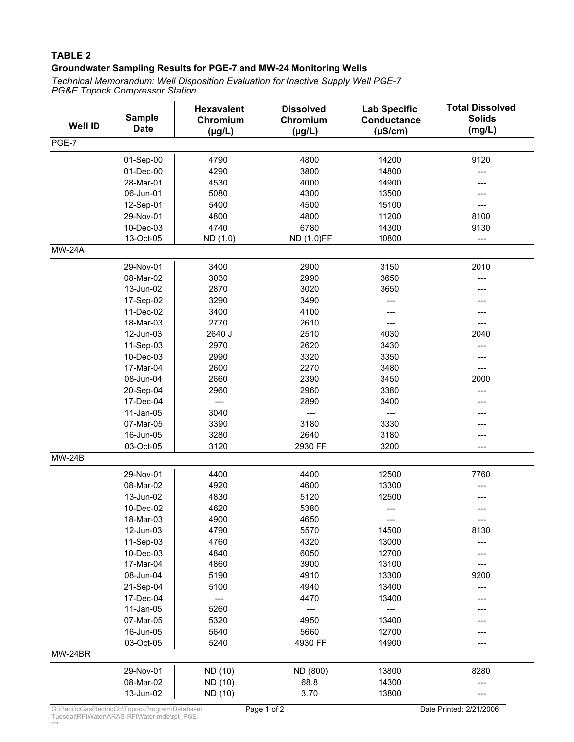**TABLE 2**

**Groundwater Sampling Results for PGE-7 and MW-24 Monitoring Wells**

*Technical Memorandum: Well Disposition Evaluation for Inactive Supply Well PGE-7*
*PG&E Topock Compressor Station*

| Well ID | Sample Date | Hexavalent Chromium (μg/L) | Dissolved Chromium (μg/L) | Lab Specific Conductance (μS/cm) | Total Dissolved Solids (mg/L) |
|---|---|---|---|---|---|
| PGE-7 | | | | | |
| | 01-Sep-00 | 4790 | 4800 | 14200 | 9120 |
| | 01-Dec-00 | 4290 | 3800 | 14800 | --- |
| | 28-Mar-01 | 4530 | 4000 | 14900 | --- |
| | 06-Jun-01 | 5080 | 4300 | 13500 | --- |
| | 12-Sep-01 | 5400 | 4500 | 15100 | --- |
| | 29-Nov-01 | 4800 | 4800 | 11200 | 8100 |
| | 10-Dec-03 | 4740 | 6780 | 14300 | 9130 |
| | 13-Oct-05 | ND (1.0) | ND (1.0)FF | 10800 | --- |
| MW-24A | | | | | |
| | 29-Nov-01 | 3400 | 2900 | 3150 | 2010 |
| | 08-Mar-02 | 3030 | 2990 | 3650 | --- |
| | 13-Jun-02 | 2870 | 3020 | 3650 | --- |
| | 17-Sep-02 | 3290 | 3490 | --- | --- |
| | 11-Dec-02 | 3400 | 4100 | --- | --- |
| | 18-Mar-03 | 2770 | 2610 | --- | --- |
| | 12-Jun-03 | 2640 J | 2510 | 4030 | 2040 |
| | 11-Sep-03 | 2970 | 2620 | 3430 | --- |
| | 10-Dec-03 | 2990 | 3320 | 3350 | --- |
| | 17-Mar-04 | 2600 | 2270 | 3480 | --- |
| | 08-Jun-04 | 2660 | 2390 | 3450 | 2000 |
| | 20-Sep-04 | 2960 | 2960 | 3380 | --- |
| | 17-Dec-04 | --- | 2890 | 3400 | --- |
| | 11-Jan-05 | 3040 | --- | --- | --- |
| | 07-Mar-05 | 3390 | 3180 | 3330 | --- |
| | 16-Jun-05 | 3280 | 2640 | 3180 | --- |
| | 03-Oct-05 | 3120 | 2930 FF | 3200 | --- |
| MW-24B | | | | | |
| | 29-Nov-01 | 4400 | 4400 | 12500 | 7760 |
| | 08-Mar-02 | 4920 | 4600 | 13300 | --- |
| | 13-Jun-02 | 4830 | 5120 | 12500 | --- |
| | 10-Dec-02 | 4620 | 5380 | --- | --- |
| | 18-Mar-03 | 4900 | 4650 | --- | --- |
| | 12-Jun-03 | 4790 | 5570 | 14500 | 8130 |
| | 11-Sep-03 | 4760 | 4320 | 13000 | --- |
| | 10-Dec-03 | 4840 | 6050 | 12700 | --- |
| | 17-Mar-04 | 4860 | 3900 | 13100 | --- |
| | 08-Jun-04 | 5190 | 4910 | 13300 | 9200 |
| | 21-Sep-04 | 5100 | 4940 | 13400 | --- |
| | 17-Dec-04 | --- | 4470 | 13400 | --- |
| | 11-Jan-05 | 5260 | --- | --- | --- |
| | 07-Mar-05 | 5320 | 4950 | 13400 | --- |
| | 16-Jun-05 | 5640 | 5660 | 12700 | --- |
| | 03-Oct-05 | 5240 | 4930 FF | 14900 | --- |
| MW-24BR | | | | | |
| | 29-Nov-01 | ND (10) | ND (800) | 13800 | 8280 |
| | 08-Mar-02 | ND (10) | 68.8 | 14300 | --- |
| | 13-Jun-02 | ND (10) | 3.70 | 13800 | --- |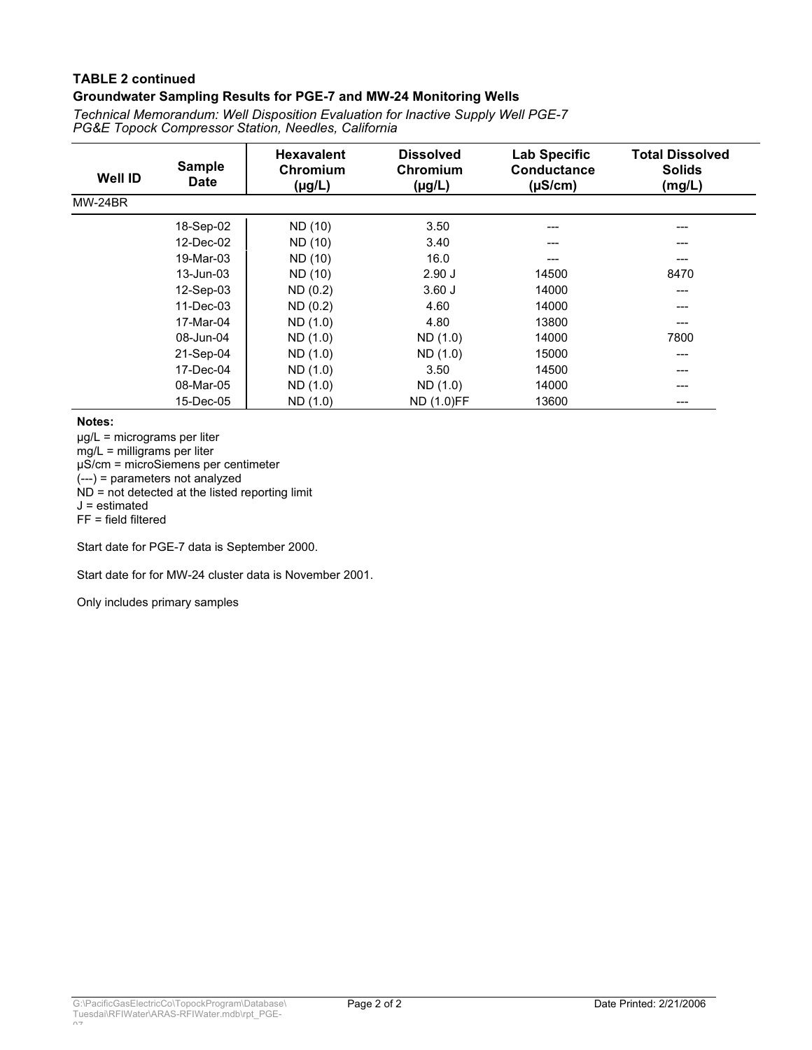**TABLE 2 continued**

**Groundwater Sampling Results for PGE-7 and MW-24 Monitoring Wells**

*Technical Memorandum: Well Disposition Evaluation for Inactive Supply Well PGE-7*
*PG&E Topock Compressor Station, Needles, California*

| Well ID | Sample Date | Hexavalent Chromium (µg/L) | Dissolved Chromium (µg/L) | Lab Specific Conductance (µS/cm) | Total Dissolved Solids (mg/L) |
|---|---|---|---|---|---|
| MW-24BR | | | | | |
| | 18-Sep-02 | ND (10) | 3.50 | --- | --- |
| | 12-Dec-02 | ND (10) | 3.40 | --- | --- |
| | 19-Mar-03 | ND (10) | 16.0 | --- | --- |
| | 13-Jun-03 | ND (10) | 2.90 J | 14500 | 8470 |
| | 12-Sep-03 | ND (0.2) | 3.60 J | 14000 | --- |
| | 11-Dec-03 | ND (0.2) | 4.60 | 14000 | --- |
| | 17-Mar-04 | ND (1.0) | 4.80 | 13800 | --- |
| | 08-Jun-04 | ND (1.0) | ND (1.0) | 14000 | 7800 |
| | 21-Sep-04 | ND (1.0) | ND (1.0) | 15000 | --- |
| | 17-Dec-04 | ND (1.0) | 3.50 | 14500 | --- |
| | 08-Mar-05 | ND (1.0) | ND (1.0) | 14000 | --- |
| | 15-Dec-05 | ND (1.0) | ND (1.0)FF | 13600 | --- |

**Notes:**

µg/L = micrograms per liter
mg/L = milligrams per liter
µS/cm = microSiemens per centimeter
(---) = parameters not analyzed
ND = not detected at the listed reporting limit
J = estimated
FF = field filtered

Start date for PGE-7 data is September 2000.

Start date for for MW-24 cluster data is November 2001.

Only includes primary samples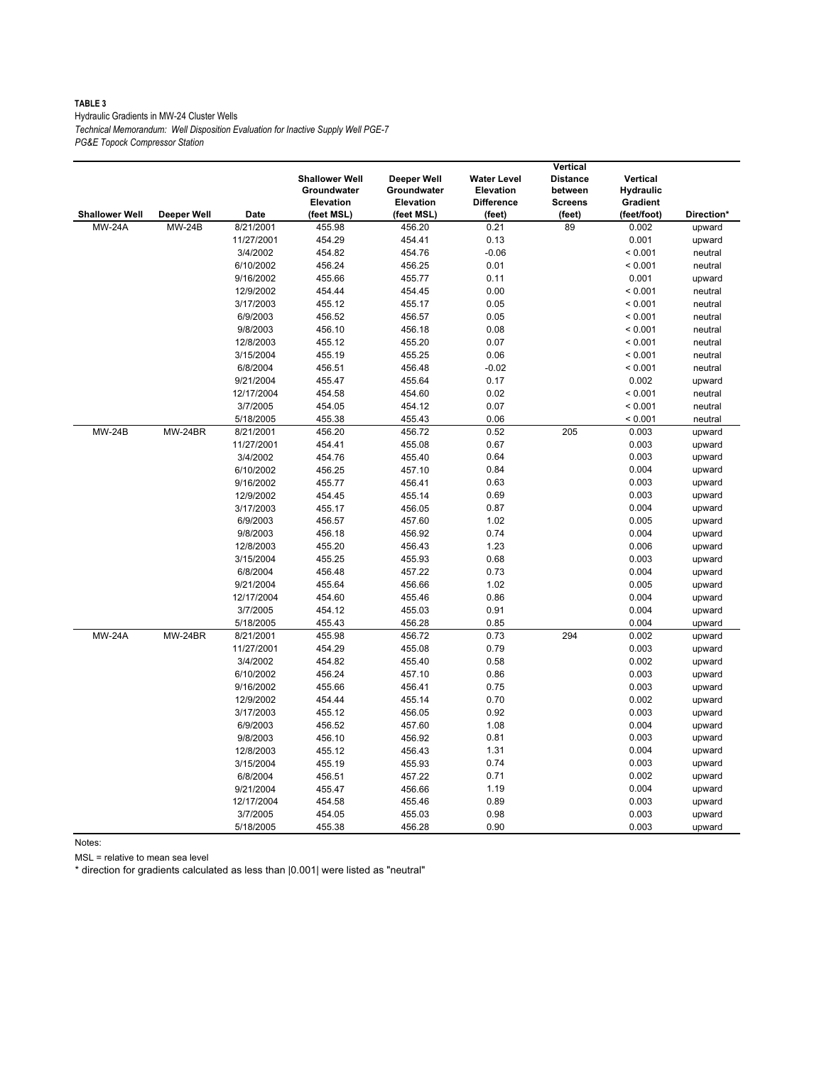**TABLE 3**

Hydraulic Gradients in MW-24 Cluster Wells

*Technical Memorandum: Well Disposition Evaluation for Inactive Supply Well PGE-7*

*PG&E Topock Compressor Station*

| Shallower Well | Deeper Well | Date | Shallower Well Groundwater Elevation (feet MSL) | Deeper Well Groundwater Elevation (feet MSL) | Water Level Elevation Difference (feet) | Vertical Distance between Screens (feet) | Vertical Hydraulic Gradient (feet/foot) | Direction* |
|---|---|---|---|---|---|---|---|---|
| MW-24A | MW-24B | 8/21/2001 | 455.98 | 456.20 | 0.21 | 89 | 0.002 | upward |
| | | 11/27/2001 | 454.29 | 454.41 | 0.13 | | 0.001 | upward |
| | | 3/4/2002 | 454.82 | 454.76 | -0.06 | | < 0.001 | neutral |
| | | 6/10/2002 | 456.24 | 456.25 | 0.01 | | < 0.001 | neutral |
| | | 9/16/2002 | 455.66 | 455.77 | 0.11 | | 0.001 | upward |
| | | 12/9/2002 | 454.44 | 454.45 | 0.00 | | < 0.001 | neutral |
| | | 3/17/2003 | 455.12 | 455.17 | 0.05 | | < 0.001 | neutral |
| | | 6/9/2003 | 456.52 | 456.57 | 0.05 | | < 0.001 | neutral |
| | | 9/8/2003 | 456.10 | 456.18 | 0.08 | | < 0.001 | neutral |
| | | 12/8/2003 | 455.12 | 455.20 | 0.07 | | < 0.001 | neutral |
| | | 3/15/2004 | 455.19 | 455.25 | 0.06 | | < 0.001 | neutral |
| | | 6/8/2004 | 456.51 | 456.48 | -0.02 | | < 0.001 | neutral |
| | | 9/21/2004 | 455.47 | 455.64 | 0.17 | | 0.002 | upward |
| | | 12/17/2004 | 454.58 | 454.60 | 0.02 | | < 0.001 | neutral |
| | | 3/7/2005 | 454.05 | 454.12 | 0.07 | | < 0.001 | neutral |
| | | 5/18/2005 | 455.38 | 455.43 | 0.06 | | < 0.001 | neutral |
| MW-24B | MW-24BR | 8/21/2001 | 456.20 | 456.72 | 0.52 | 205 | 0.003 | upward |
| | | 11/27/2001 | 454.41 | 455.08 | 0.67 | | 0.003 | upward |
| | | 3/4/2002 | 454.76 | 455.40 | 0.64 | | 0.003 | upward |
| | | 6/10/2002 | 456.25 | 457.10 | 0.84 | | 0.004 | upward |
| | | 9/16/2002 | 455.77 | 456.41 | 0.63 | | 0.003 | upward |
| | | 12/9/2002 | 454.45 | 455.14 | 0.69 | | 0.003 | upward |
| | | 3/17/2003 | 455.17 | 456.05 | 0.87 | | 0.004 | upward |
| | | 6/9/2003 | 456.57 | 457.60 | 1.02 | | 0.005 | upward |
| | | 9/8/2003 | 456.18 | 456.92 | 0.74 | | 0.004 | upward |
| | | 12/8/2003 | 455.20 | 456.43 | 1.23 | | 0.006 | upward |
| | | 3/15/2004 | 455.25 | 455.93 | 0.68 | | 0.003 | upward |
| | | 6/8/2004 | 456.48 | 457.22 | 0.73 | | 0.004 | upward |
| | | 9/21/2004 | 455.64 | 456.66 | 1.02 | | 0.005 | upward |
| | | 12/17/2004 | 454.60 | 455.46 | 0.86 | | 0.004 | upward |
| | | 3/7/2005 | 454.12 | 455.03 | 0.91 | | 0.004 | upward |
| | | 5/18/2005 | 455.43 | 456.28 | 0.85 | | 0.004 | upward |
| MW-24A | MW-24BR | 8/21/2001 | 455.98 | 456.72 | 0.73 | 294 | 0.002 | upward |
| | | 11/27/2001 | 454.29 | 455.08 | 0.79 | | 0.003 | upward |
| | | 3/4/2002 | 454.82 | 455.40 | 0.58 | | 0.002 | upward |
| | | 6/10/2002 | 456.24 | 457.10 | 0.86 | | 0.003 | upward |
| | | 9/16/2002 | 455.66 | 456.41 | 0.75 | | 0.003 | upward |
| | | 12/9/2002 | 454.44 | 455.14 | 0.70 | | 0.002 | upward |
| | | 3/17/2003 | 455.12 | 456.05 | 0.92 | | 0.003 | upward |
| | | 6/9/2003 | 456.52 | 457.60 | 1.08 | | 0.004 | upward |
| | | 9/8/2003 | 456.10 | 456.92 | 0.81 | | 0.003 | upward |
| | | 12/8/2003 | 455.12 | 456.43 | 1.31 | | 0.004 | upward |
| | | 3/15/2004 | 455.19 | 455.93 | 0.74 | | 0.003 | upward |
| | | 6/8/2004 | 456.51 | 457.22 | 0.71 | | 0.002 | upward |
| | | 9/21/2004 | 455.47 | 456.66 | 1.19 | | 0.004 | upward |
| | | 12/17/2004 | 454.58 | 455.46 | 0.89 | | 0.003 | upward |
| | | 3/7/2005 | 454.05 | 455.03 | 0.98 | | 0.003 | upward |
| | | 5/18/2005 | 455.38 | 456.28 | 0.90 | | 0.003 | upward |

Notes:

MSL = relative to mean sea level

* direction for gradients calculated as less than |0.001| were listed as "neutral"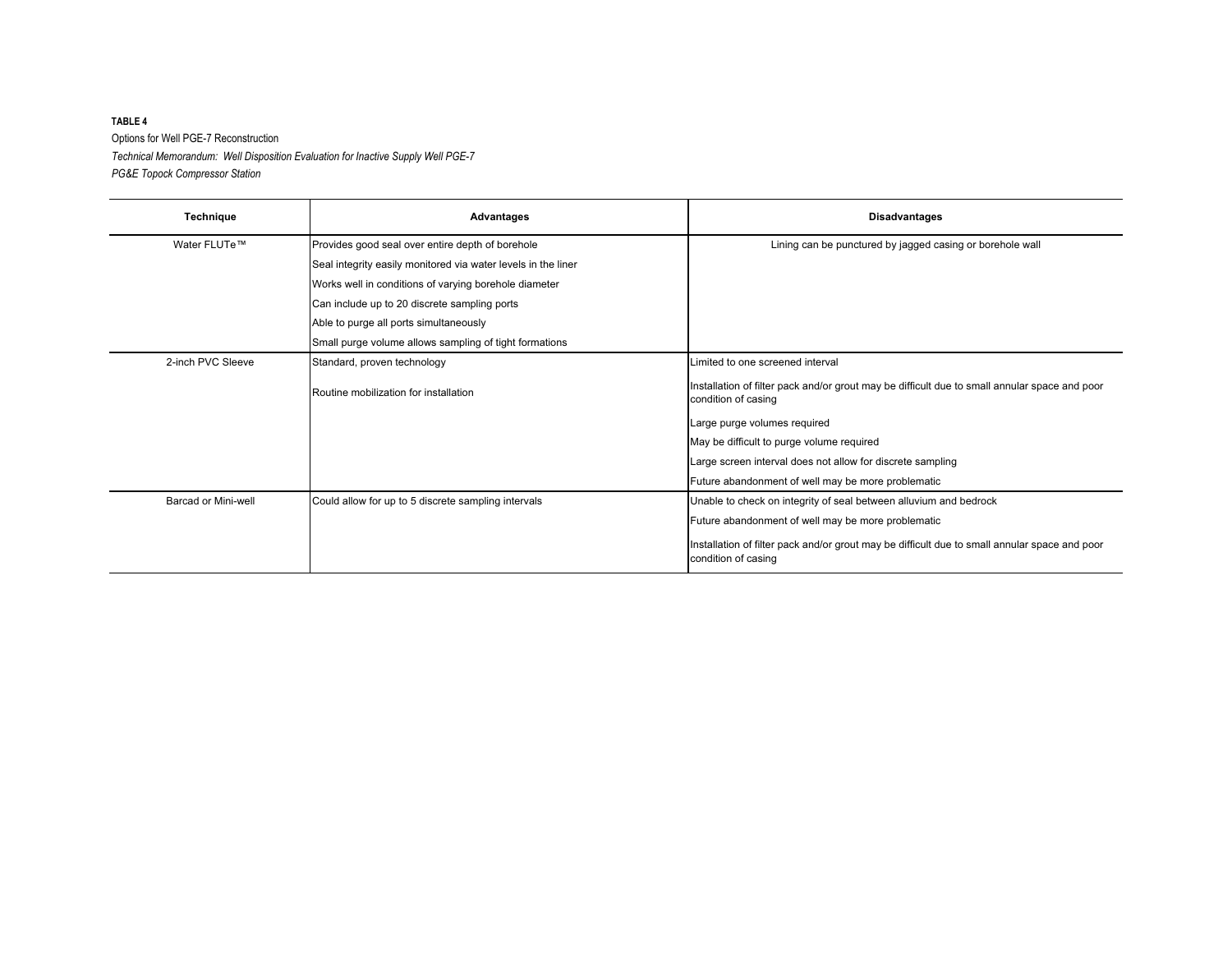**TABLE 4**

Options for Well PGE-7 Reconstruction

*Technical Memorandum: Well Disposition Evaluation for Inactive Supply Well PGE-7*

*PG&E Topock Compressor Station*

| Technique | Advantages | Disadvantages |
|---|---|---|
| Water FLUTe™ | Provides good seal over entire depth of borehole | Lining can be punctured by jagged casing or borehole wall |
| | Seal integrity easily monitored via water levels in the liner | |
| | Works well in conditions of varying borehole diameter | |
| | Can include up to 20 discrete sampling ports | |
| | Able to purge all ports simultaneously | |
| | Small purge volume allows sampling of tight formations | |
| 2-inch PVC Sleeve | Standard, proven technology | Limited to one screened interval |
| | Routine mobilization for installation | Installation of filter pack and/or grout may be difficult due to small annular space and poor condition of casing |
| | | Large purge volumes required |
| | | May be difficult to purge volume required |
| | | Large screen interval does not allow for discrete sampling |
| | | Future abandonment of well may be more problematic |
| Barcad or Mini-well | Could allow for up to 5 discrete sampling intervals | Unable to check on integrity of seal between alluvium and bedrock |
| | | Future abandonment of well may be more problematic |
| | | Installation of filter pack and/or grout may be difficult due to small annular space and poor condition of casing |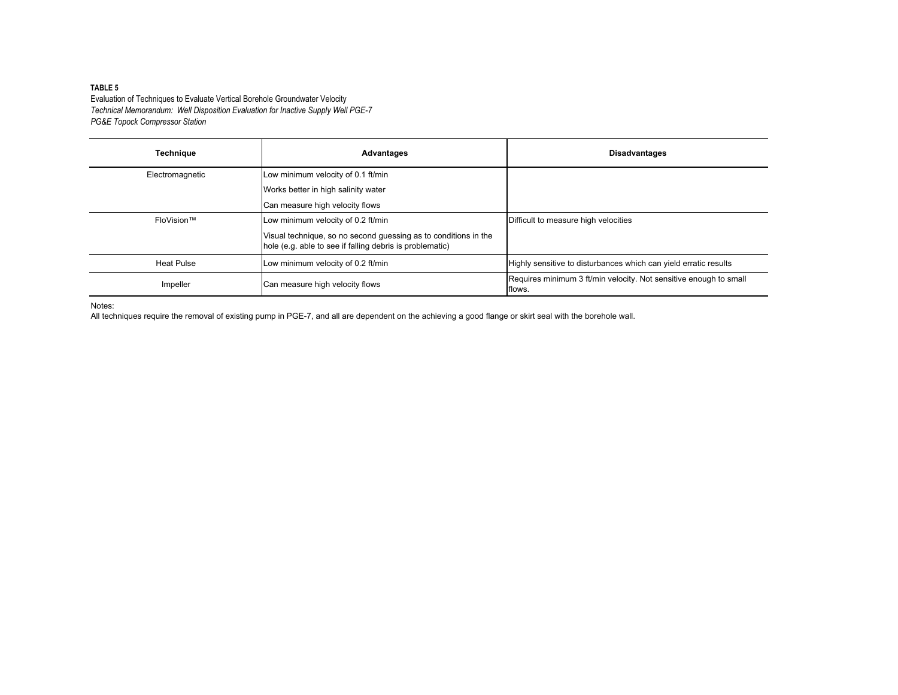**TABLE 5**
Evaluation of Techniques to Evaluate Vertical Borehole Groundwater Velocity
*Technical Memorandum: Well Disposition Evaluation for Inactive Supply Well PGE-7*
*PG&E Topock Compressor Station*

| Technique | Advantages | Disadvantages |
|---|---|---|
| Electromagnetic | Low minimum velocity of 0.1 ft/min | |
| | Works better in high salinity water | |
| | Can measure high velocity flows | |
| FloVision™ | Low minimum velocity of 0.2 ft/min | Difficult to measure high velocities |
| | Visual technique, so no second guessing as to conditions in the hole (e.g. able to see if falling debris is problematic) | |
| Heat Pulse | Low minimum velocity of 0.2 ft/min | Highly sensitive to disturbances which can yield erratic results |
| Impeller | Can measure high velocity flows | Requires minimum 3 ft/min velocity. Not sensitive enough to small flows. |

Notes:
All techniques require the removal of existing pump in PGE-7, and all are dependent on the achieving a good flange or skirt seal with the borehole wall.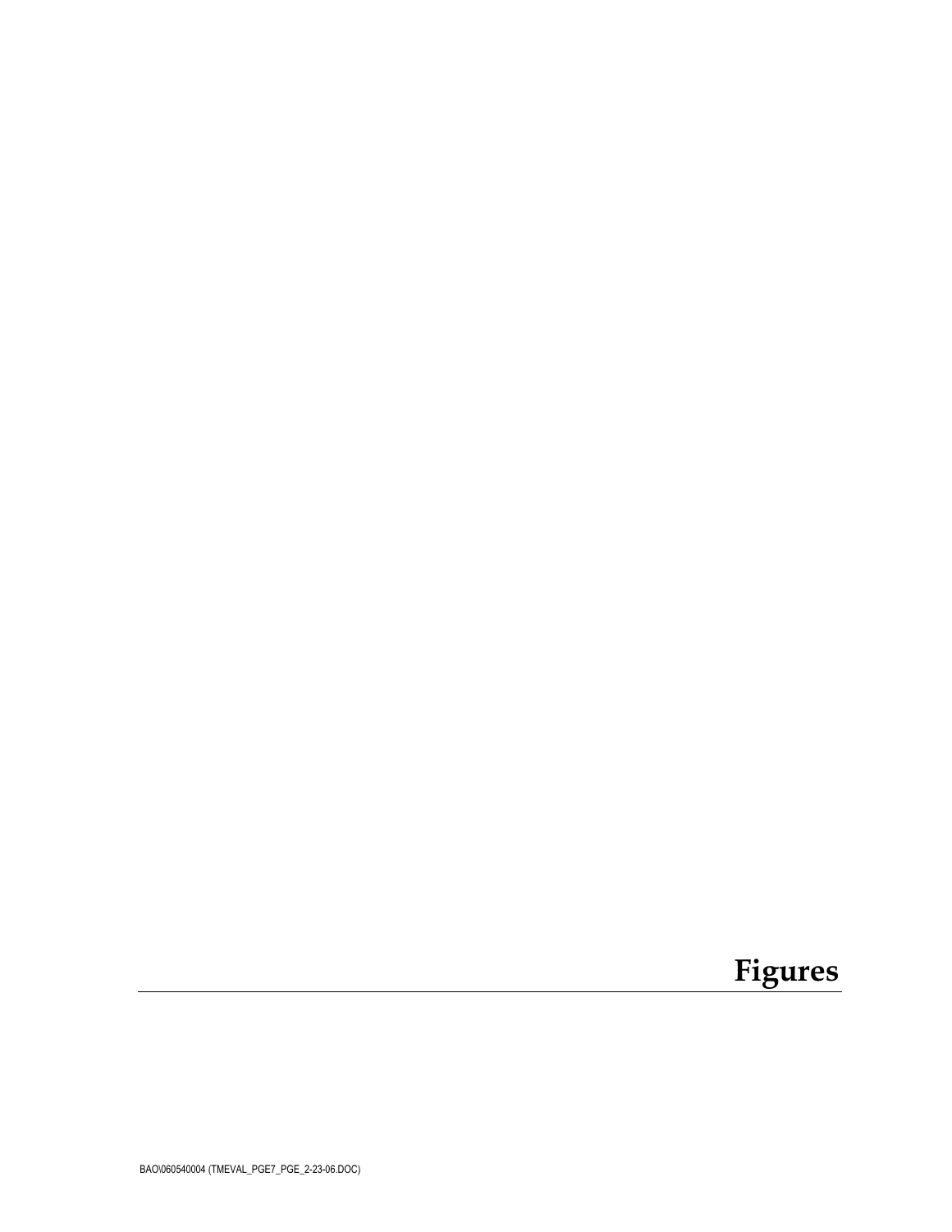# Figures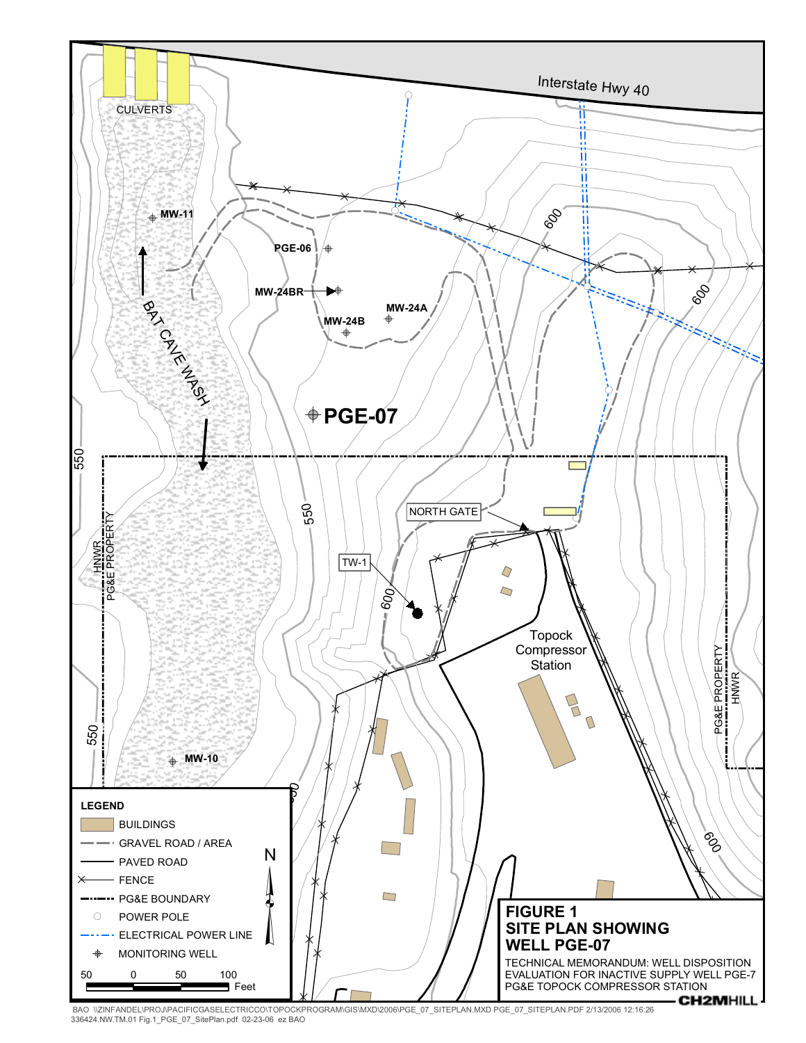Interstate Hwy 40

CULVERTS

MW-11

PGE-06

MW-24BR

MW-24A

MW-24B

BAT CAVE WASH

PGE-07

600

550

NORTH GATE

TW-1

HNWR
PG&E PROPERTY

Topock Compressor Station

PG&E PROPERTY
HNWR

MW-10

**LEGEND**

- BUILDINGS
- GRAVEL ROAD / AREA
- PAVED ROAD
- FENCE
- PG&E BOUNDARY
- POWER POLE
- ELECTRICAL POWER LINE
- MONITORING WELL

N

50 0 50 100 Feet

**FIGURE 1**
**SITE PLAN SHOWING WELL PGE-07**

TECHNICAL MEMORANDUM: WELL DISPOSITION EVALUATION FOR INACTIVE SUPPLY WELL PGE-7
PG&E TOPOCK COMPRESSOR STATION

**CH2MHILL**

BAO \\ZINFANDEL\PROJ\PACIFICGASELECTRICCO\TOPOCKPROGRAM\GIS\MXD\2006\PGE_07_SITEPLAN.MXD PGE_07_SITEPLAN.PDF 2/13/2006 12:16:26
336424.NW.TM.01 Fig.1_PGE_07_SitePlan.pdf 02-23-06 ez BAO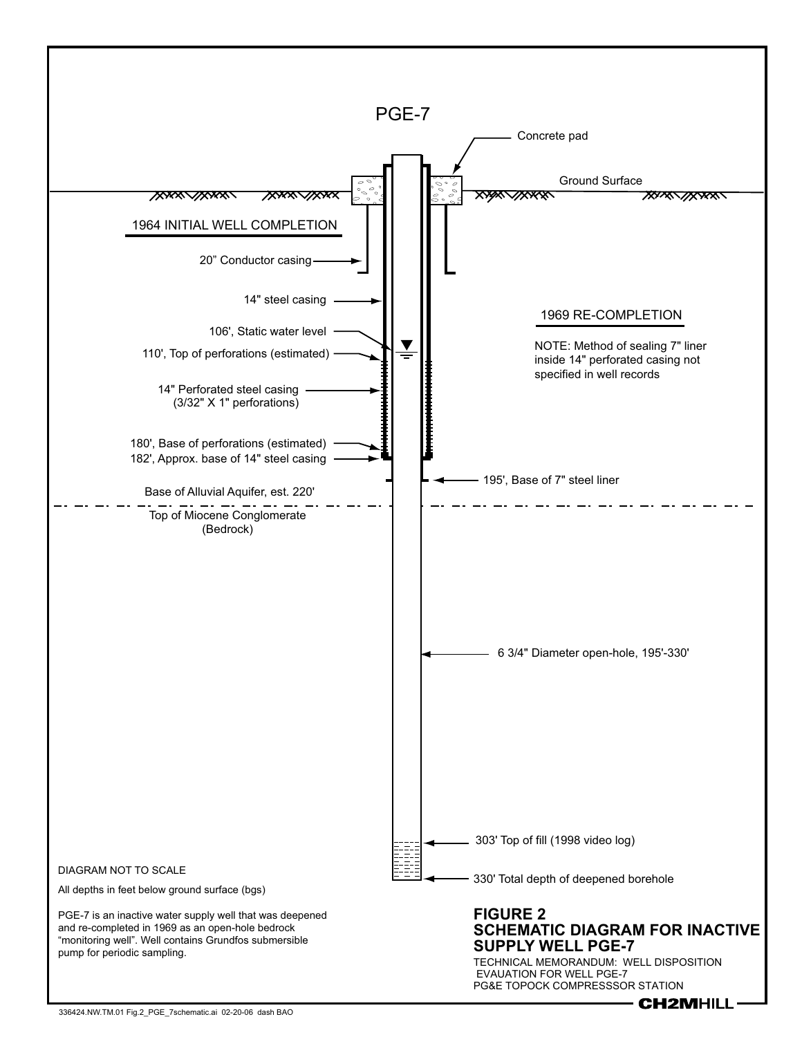PGE-7

Concrete pad

Ground Surface

1964 INITIAL WELL COMPLETION

20" Conductor casing

14" steel casing

106', Static water level

110', Top of perforations (estimated)

14" Perforated steel casing (3/32" X 1" perforations)

180', Base of perforations (estimated)

182', Approx. base of 14" steel casing

195', Base of 7" steel liner

Base of Alluvial Aquifer, est. 220'

Top of Miocene Conglomerate (Bedrock)

1969 RE-COMPLETION

NOTE: Method of sealing 7" liner inside 14" perforated casing not specified in well records

6 3/4" Diameter open-hole, 195'-330'

303' Top of fill (1998 video log)

330' Total depth of deepened borehole

DIAGRAM NOT TO SCALE

All depths in feet below ground surface (bgs)

PGE-7 is an inactive water supply well that was deepened and re-completed in 1969 as an open-hole bedrock "monitoring well". Well contains Grundfos submersible pump for periodic sampling.

**FIGURE 2**
**SCHEMATIC DIAGRAM FOR INACTIVE SUPPLY WELL PGE-7**

TECHNICAL MEMORANDUM: WELL DISPOSITION EVAUATION FOR WELL PGE-7
PG&E TOPOCK COMPRESSSOR STATION

CH2MHILL

336424.NW.TM.01 Fig.2_PGE_7schematic.ai 02-20-06 dash BAO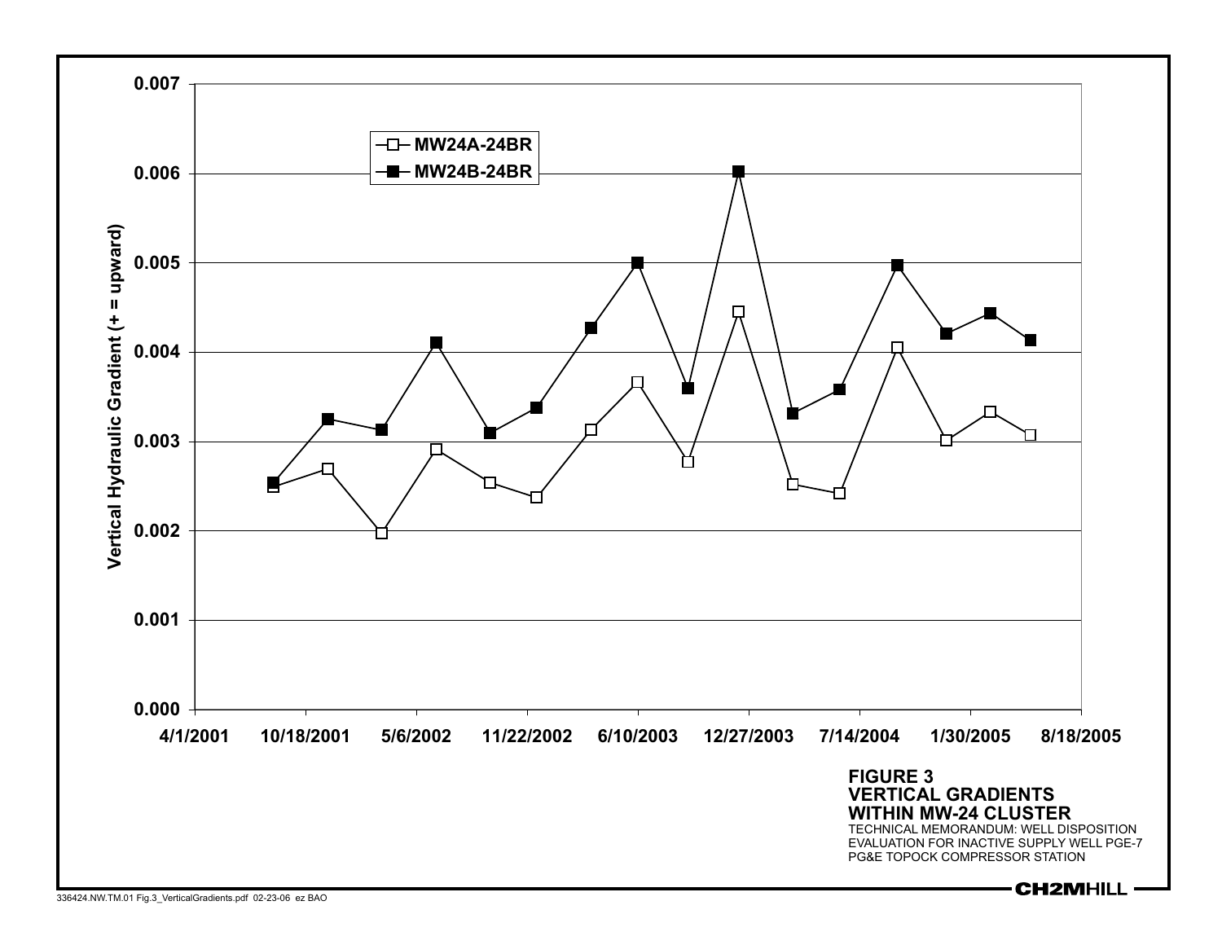0.007

MW24A-24BR

MW24B-24BR

0.006

0.005

0.004

0.003

0.002

0.001

0.000

Vertical Hydraulic Gradient (+ = upward)

4/1/2001 10/18/2001 5/6/2002 11/22/2002 6/10/2003 12/27/2003 7/14/2004 1/30/2005 8/18/2005

**FIGURE 3**
**VERTICAL GRADIENTS**
**WITHIN MW-24 CLUSTER**
TECHNICAL MEMORANDUM: WELL DISPOSITION
EVALUATION FOR INACTIVE SUPPLY WELL PGE-7
PG&E TOPOCK COMPRESSOR STATION

CH2MHILL

336424.NW.TM.01 Fig.3_VerticalGradients.pdf 02-23-06 ez BAO